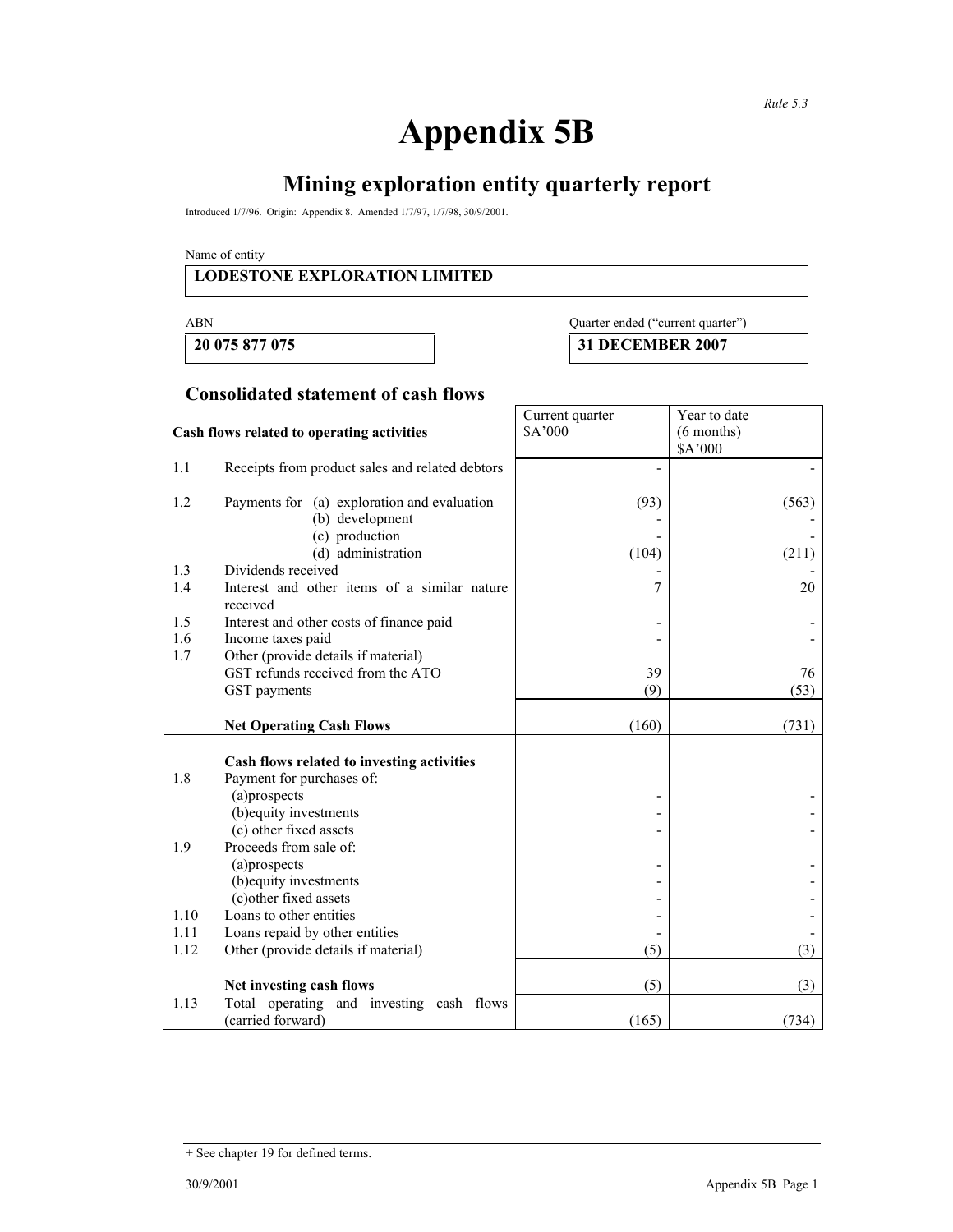*Rule 5.3*

# Appendix 5B

## Mining exploration entity quarterly report

Introduced 1/7/96. Origin: Appendix 8. Amended 1/7/97, 1/7/98, 30/9/2001.

Name of entity

| LODESTONE EXPLORATION LIMITED |
|---|

| ABN | Quarter ended ("current quarter") |
|---|---|
| **20 075 877 075** | **31 DECEMBER 2007** |

## Consolidated statement of cash flows

| | **Cash flows related to operating activities** | Current quarter $A'000 | Year to date (6 months) $A'000 |
|---|---|---|---|
| 1.1 | Receipts from product sales and related debtors | - | - |
| 1.2 | Payments for (a) exploration and evaluation | (93) | (563) |
| | (b) development | - | - |
| | (c) production | - | - |
| | (d) administration | (104) | (211) |
| 1.3 | Dividends received | - | - |
| 1.4 | Interest and other items of a similar nature received | 7 | 20 |
| 1.5 | Interest and other costs of finance paid | - | - |
| 1.6 | Income taxes paid | - | - |
| 1.7 | Other (provide details if material) | | |
| | GST refunds received from the ATO | 39 | 76 |
| | GST payments | (9) | (53) |
| | **Net Operating Cash Flows** | (160) | (731) |
| | **Cash flows related to investing activities** | | |
| 1.8 | Payment for purchases of: | | |
| | (a)prospects | - | - |
| | (b)equity investments | - | - |
| | (c) other fixed assets | - | - |
| 1.9 | Proceeds from sale of: | | |
| | (a)prospects | - | - |
| | (b)equity investments | - | - |
| | (c)other fixed assets | - | - |
| 1.10 | Loans to other entities | - | - |
| 1.11 | Loans repaid by other entities | - | - |
| 1.12 | Other (provide details if material) | (5) | (3) |
| | **Net investing cash flows** | (5) | (3) |
| 1.13 | Total operating and investing cash flows (carried forward) | (165) | (734) |

+ See chapter 19 for defined terms.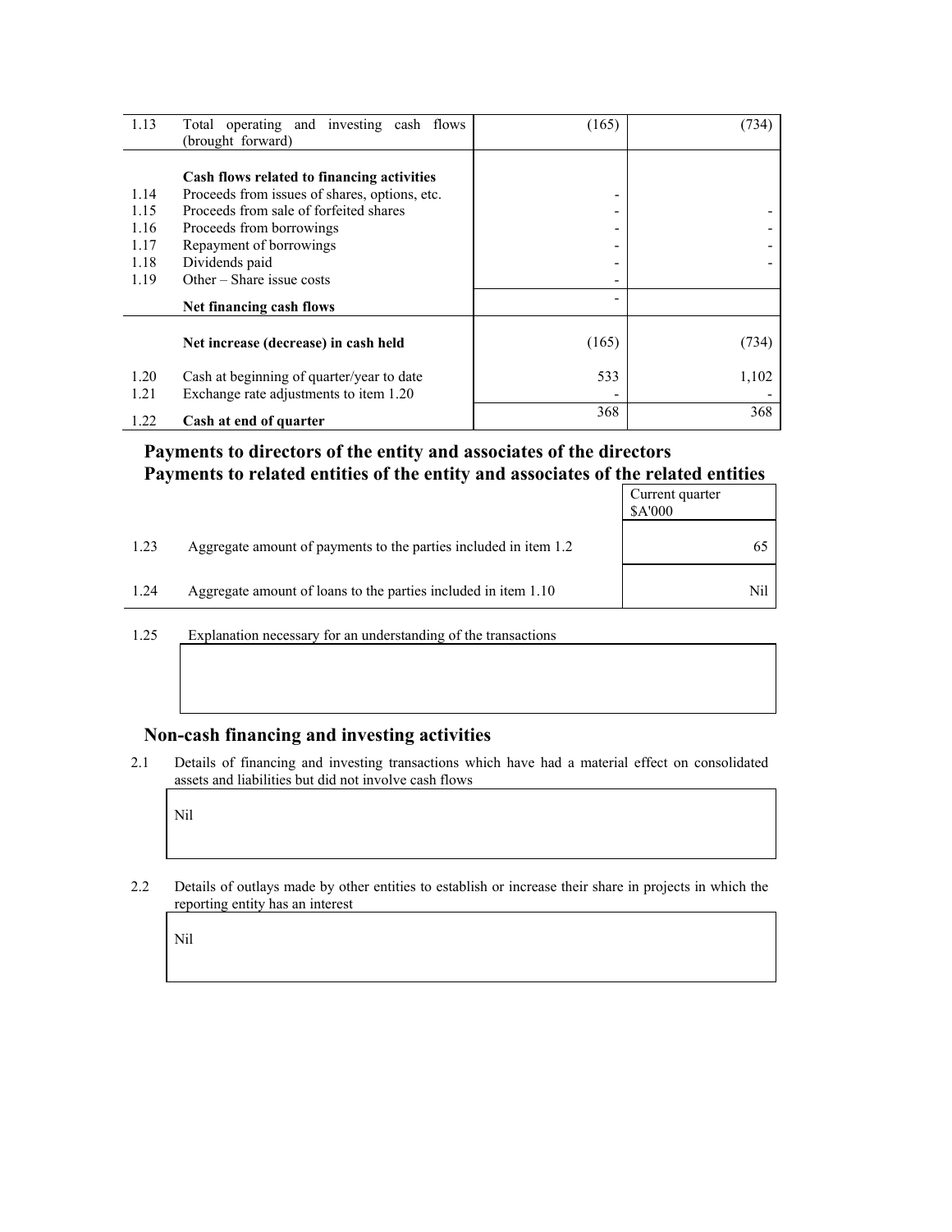| | | | |
|---|---|---|---|
| 1.13 | Total operating and investing cash flows (brought forward) | (165) | (734) |
| | **Cash flows related to financing activities** | | |
| 1.14 | Proceeds from issues of shares, options, etc. | - | |
| 1.15 | Proceeds from sale of forfeited shares | - | - |
| 1.16 | Proceeds from borrowings | - | - |
| 1.17 | Repayment of borrowings | - | - |
| 1.18 | Dividends paid | - | - |
| 1.19 | Other – Share issue costs | - | |
| | **Net financing cash flows** | - | |
| | **Net increase (decrease) in cash held** | (165) | (734) |
| 1.20 | Cash at beginning of quarter/year to date | 533 | 1,102 |
| 1.21 | Exchange rate adjustments to item 1.20 | - | - |
| 1.22 | **Cash at end of quarter** | 368 | 368 |

## Payments to directors of the entity and associates of the directors
## Payments to related entities of the entity and associates of the related entities

| | | Current quarter $A'000 |
|---|---|---|
| 1.23 | Aggregate amount of payments to the parties included in item 1.2 | 65 |
| 1.24 | Aggregate amount of loans to the parties included in item 1.10 | Nil |

1.25 Explanation necessary for an understanding of the transactions

## Non-cash financing and investing activities

2.1 Details of financing and investing transactions which have had a material effect on consolidated assets and liabilities but did not involve cash flows

Nil

2.2 Details of outlays made by other entities to establish or increase their share in projects in which the reporting entity has an interest

Nil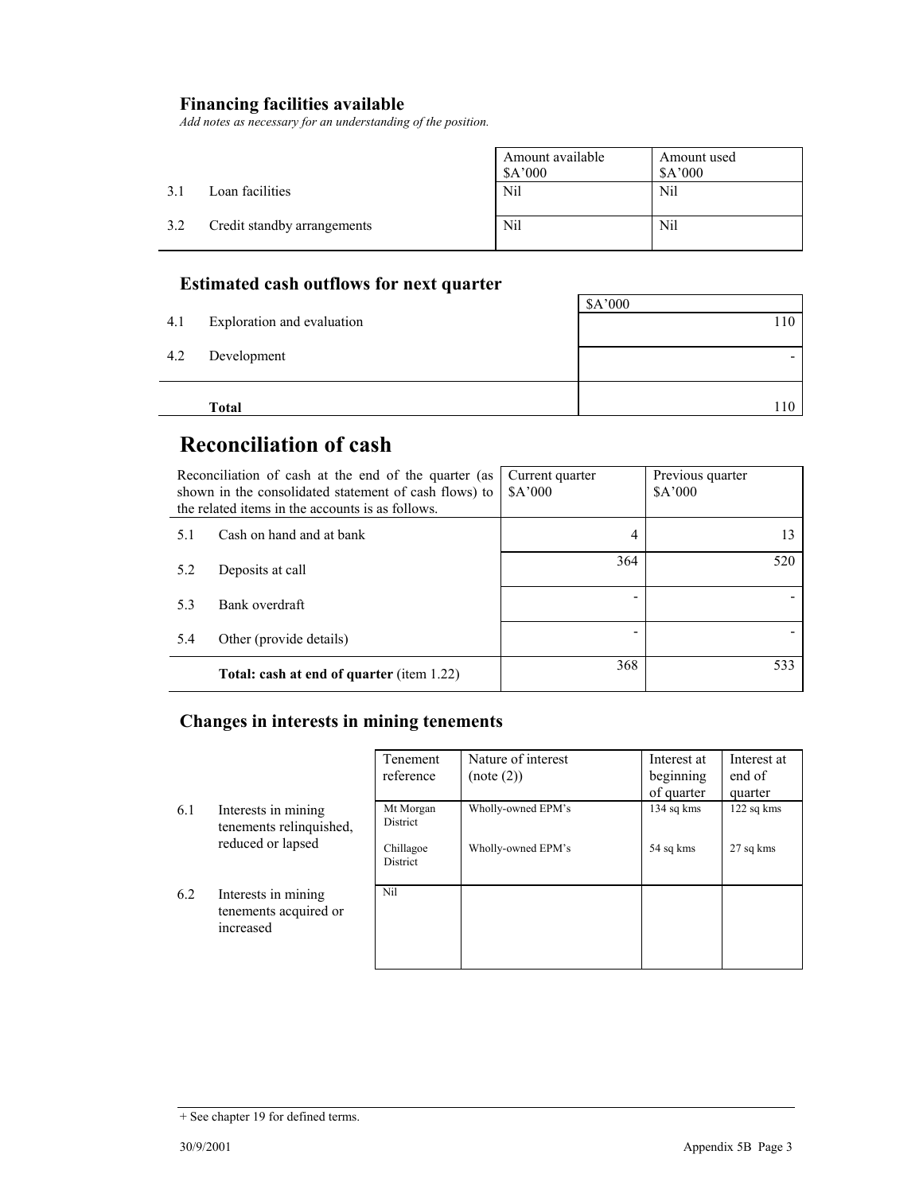## Financing facilities available

*Add notes as necessary for an understanding of the position.*

| | | Amount available $A'000 | Amount used $A'000 |
|---|---|---|---|
| 3.1 | Loan facilities | Nil | Nil |
| 3.2 | Credit standby arrangements | Nil | Nil |

## Estimated cash outflows for next quarter

| | | $A'000 |
|---|---|---|
| 4.1 | Exploration and evaluation | 110 |
| 4.2 | Development | - |
| | **Total** | 110 |

# Reconciliation of cash

| Reconciliation of cash at the end of the quarter (as shown in the consolidated statement of cash flows) to the related items in the accounts is as follows. | | Current quarter $A'000 | Previous quarter $A'000 |
|---|---|---|---|
| 5.1 | Cash on hand and at bank | 4 | 13 |
| 5.2 | Deposits at call | 364 | 520 |
| 5.3 | Bank overdraft | - | - |
| 5.4 | Other (provide details) | - | - |
| | **Total: cash at end of quarter** (item 1.22) | 368 | 533 |

## Changes in interests in mining tenements

| | | Tenement reference | Nature of interest (note (2)) | Interest at beginning of quarter | Interest at end of quarter |
|---|---|---|---|---|---|
| 6.1 | Interests in mining tenements relinquished, reduced or lapsed | Mt Morgan District | Wholly-owned EPM's | 134 sq kms | 122 sq kms |
| | | Chillagoe District | Wholly-owned EPM's | 54 sq kms | 27 sq kms |
| 6.2 | Interests in mining tenements acquired or increased | Nil | | | |

+ See chapter 19 for defined terms.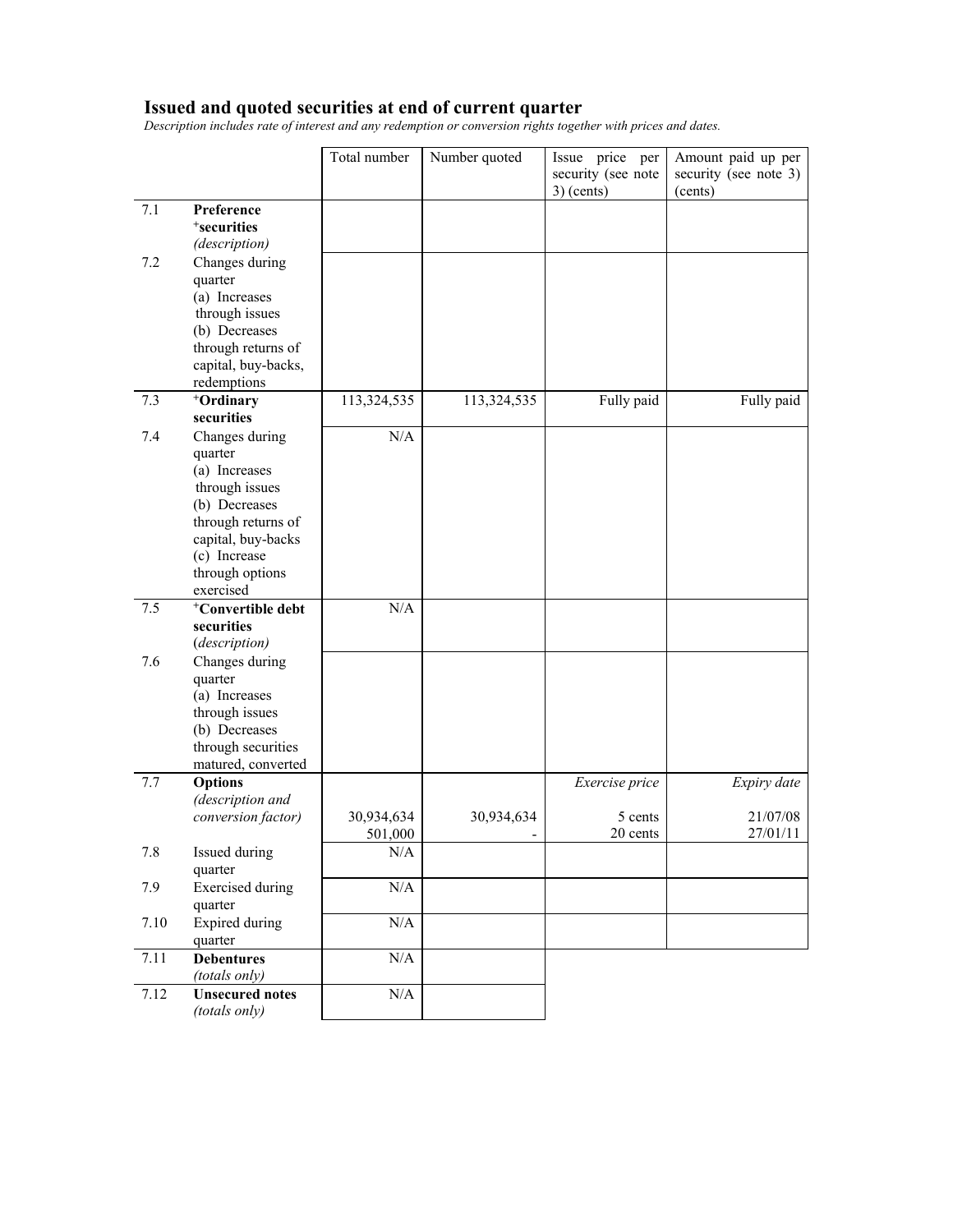## Issued and quoted securities at end of current quarter

*Description includes rate of interest and any redemption or conversion rights together with prices and dates.*

| | | Total number | Number quoted | Issue price per security (see note 3) (cents) | Amount paid up per security (see note 3) (cents) |
|---|---|---|---|---|---|
| 7.1 | **Preference +securities** *(description)* | | | | |
| 7.2 | Changes during quarter (a) Increases through issues (b) Decreases through returns of capital, buy-backs, redemptions | | | | |
| 7.3 | **+Ordinary securities** | 113,324,535 | 113,324,535 | Fully paid | Fully paid |
| 7.4 | Changes during quarter (a) Increases through issues (b) Decreases through returns of capital, buy-backs (c) Increase through options exercised | N/A | | | |
| 7.5 | **+Convertible debt securities** *(description)* | N/A | | | |
| 7.6 | Changes during quarter (a) Increases through issues (b) Decreases through securities matured, converted | | | | |
| 7.7 | **Options** *(description and conversion factor)* | | | *Exercise price* | *Expiry date* |
| | | 30,934,634 | 30,934,634 | 5 cents | 21/07/08 |
| | | 501,000 | - | 20 cents | 27/01/11 |
| 7.8 | Issued during quarter | N/A | | | |
| 7.9 | Exercised during quarter | N/A | | | |
| 7.10 | Expired during quarter | N/A | | | |
| 7.11 | **Debentures** *(totals only)* | N/A | | | |
| 7.12 | **Unsecured notes** *(totals only)* | N/A | | | |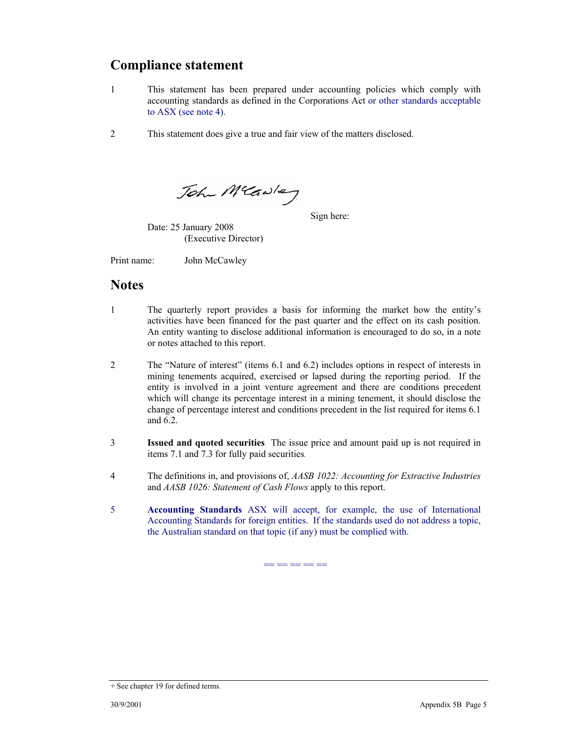## Compliance statement

1 This statement has been prepared under accounting policies which comply with accounting standards as defined in the Corporations Act or other standards acceptable to ASX (see note 4).

2 This statement does give a true and fair view of the matters disclosed.

Sign here:

Date: 25 January 2008
(Executive Director)

Print name: John McCawley

## Notes

1 The quarterly report provides a basis for informing the market how the entity's activities have been financed for the past quarter and the effect on its cash position. An entity wanting to disclose additional information is encouraged to do so, in a note or notes attached to this report.

2 The "Nature of interest" (items 6.1 and 6.2) includes options in respect of interests in mining tenements acquired, exercised or lapsed during the reporting period. If the entity is involved in a joint venture agreement and there are conditions precedent which will change its percentage interest in a mining tenement, it should disclose the change of percentage interest and conditions precedent in the list required for items 6.1 and 6.2.

3 **Issued and quoted securities** The issue price and amount paid up is not required in items 7.1 and 7.3 for fully paid securities.

4 The definitions in, and provisions of, *AASB 1022: Accounting for Extractive Industries* and *AASB 1026: Statement of Cash Flows* apply to this report.

5 **Accounting Standards** ASX will accept, for example, the use of International Accounting Standards for foreign entities. If the standards used do not address a topic, the Australian standard on that topic (if any) must be complied with.

== == == == ==

+ See chapter 19 for defined terms.